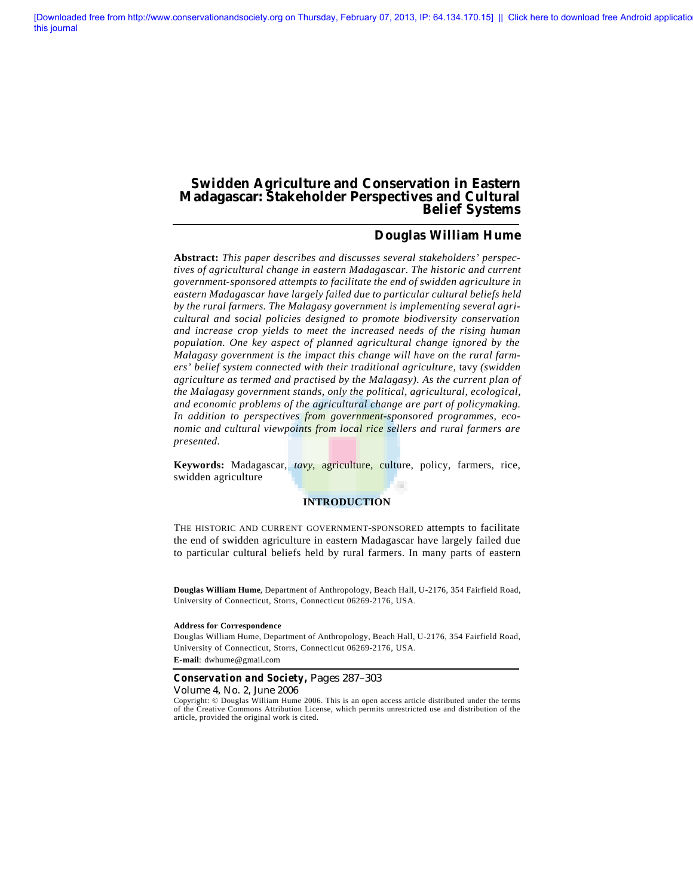# Swidden Agriculture and Conservation in Eastern Madagascar: Stakeholder Perspectives and Cultural Belief Systems

**Douglas William Hume**

**Abstract:** *This paper describes and discusses several stakeholders' perspectives of agricultural change in eastern Madagascar. The historic and current government-sponsored attempts to facilitate the end of swidden agriculture in eastern Madagascar have largely failed due to particular cultural beliefs held by the rural farmers. The Malagasy government is implementing several agricultural and social policies designed to promote biodiversity conservation and increase crop yields to meet the increased needs of the rising human population. One key aspect of planned agricultural change ignored by the Malagasy government is the impact this change will have on the rural farmers' belief system connected with their traditional agriculture,* tavy *(swidden agriculture as termed and practised by the Malagasy). As the current plan of the Malagasy government stands, only the political, agricultural, ecological, and economic problems of the agricultural change are part of policymaking. In addition to perspectives from government-sponsored programmes, economic and cultural viewpoints from local rice sellers and rural farmers are presented.*

**Keywords:** Madagascar, *tavy*, agriculture, culture, policy, farmers, rice, swidden agriculture

## INTRODUCTION

THE HISTORIC AND CURRENT GOVERNMENT-SPONSORED attempts to facilitate the end of swidden agriculture in eastern Madagascar have largely failed due to particular cultural beliefs held by rural farmers. In many parts of eastern

**Douglas William Hume**, Department of Anthropology, Beach Hall, U-2176, 354 Fairfield Road, University of Connecticut, Storrs, Connecticut 06269-2176, USA.

**Address for Correspondence**
Douglas William Hume, Department of Anthropology, Beach Hall, U-2176, 354 Fairfield Road, University of Connecticut, Storrs, Connecticut 06269-2176, USA.
**E-mail**: dwhume@gmail.com

Copyright: © Douglas William Hume 2006. This is an open access article distributed under the terms of the Creative Commons Attribution License, which permits unrestricted use and distribution of the article, provided the original work is cited.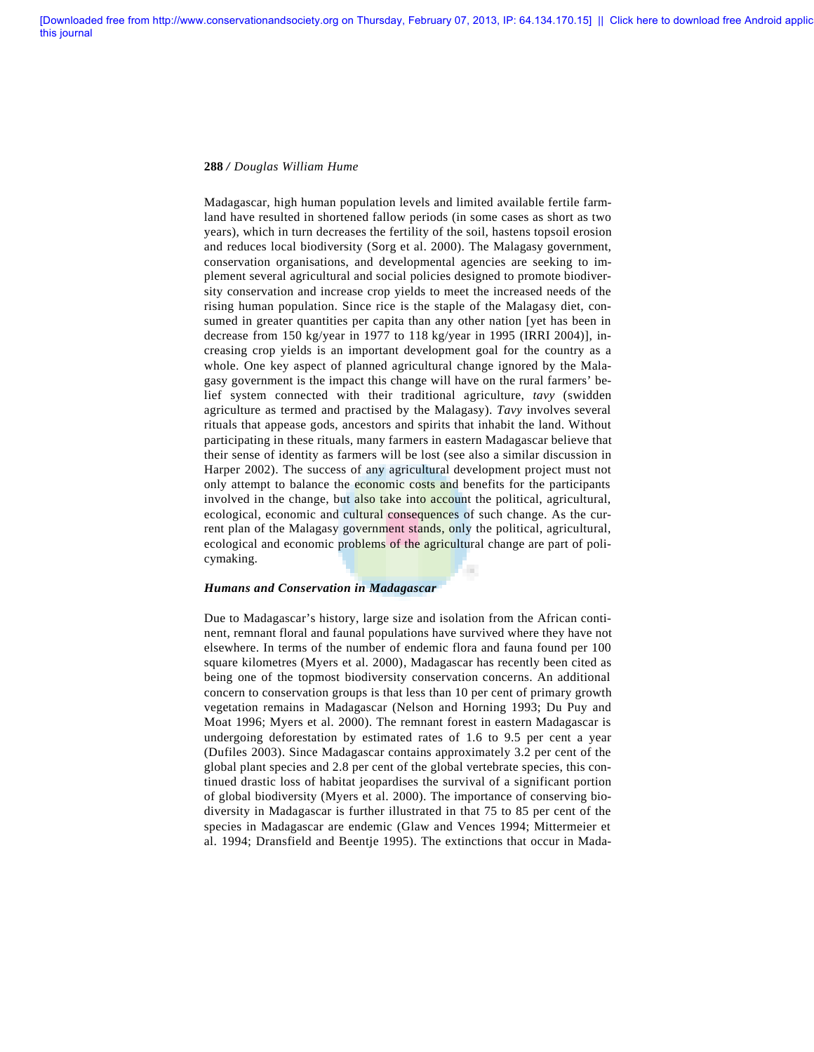Madagascar, high human population levels and limited available fertile farmland have resulted in shortened fallow periods (in some cases as short as two years), which in turn decreases the fertility of the soil, hastens topsoil erosion and reduces local biodiversity (Sorg et al. 2000). The Malagasy government, conservation organisations, and developmental agencies are seeking to implement several agricultural and social policies designed to promote biodiversity conservation and increase crop yields to meet the increased needs of the rising human population. Since rice is the staple of the Malagasy diet, consumed in greater quantities per capita than any other nation [yet has been in decrease from 150 kg/year in 1977 to 118 kg/year in 1995 (IRRI 2004)], increasing crop yields is an important development goal for the country as a whole. One key aspect of planned agricultural change ignored by the Malagasy government is the impact this change will have on the rural farmers' belief system connected with their traditional agriculture, *tavy* (swidden agriculture as termed and practised by the Malagasy). *Tavy* involves several rituals that appease gods, ancestors and spirits that inhabit the land. Without participating in these rituals, many farmers in eastern Madagascar believe that their sense of identity as farmers will be lost (see also a similar discussion in Harper 2002). The success of any agricultural development project must not only attempt to balance the economic costs and benefits for the participants involved in the change, but also take into account the political, agricultural, ecological, economic and cultural consequences of such change. As the current plan of the Malagasy government stands, only the political, agricultural, ecological and economic problems of the agricultural change are part of policymaking.

***Humans and Conservation in Madagascar***

Due to Madagascar's history, large size and isolation from the African continent, remnant floral and faunal populations have survived where they have not elsewhere. In terms of the number of endemic flora and fauna found per 100 square kilometres (Myers et al. 2000), Madagascar has recently been cited as being one of the topmost biodiversity conservation concerns. An additional concern to conservation groups is that less than 10 per cent of primary growth vegetation remains in Madagascar (Nelson and Horning 1993; Du Puy and Moat 1996; Myers et al. 2000). The remnant forest in eastern Madagascar is undergoing deforestation by estimated rates of 1.6 to 9.5 per cent a year (Dufiles 2003). Since Madagascar contains approximately 3.2 per cent of the global plant species and 2.8 per cent of the global vertebrate species, this continued drastic loss of habitat jeopardises the survival of a significant portion of global biodiversity (Myers et al. 2000). The importance of conserving biodiversity in Madagascar is further illustrated in that 75 to 85 per cent of the species in Madagascar are endemic (Glaw and Vences 1994; Mittermeier et al. 1994; Dransfield and Beentje 1995). The extinctions that occur in Mada-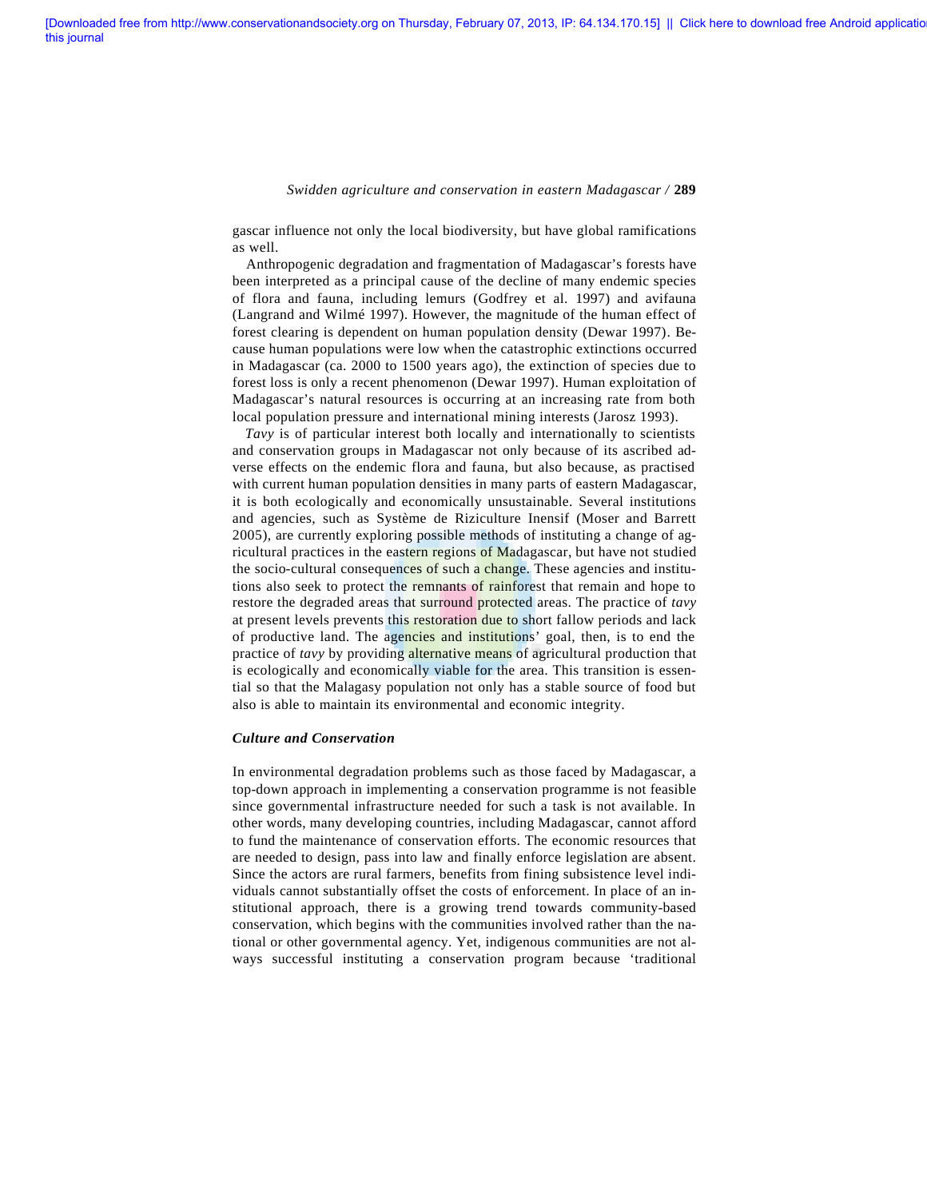gascar influence not only the local biodiversity, but have global ramifications as well.

Anthropogenic degradation and fragmentation of Madagascar's forests have been interpreted as a principal cause of the decline of many endemic species of flora and fauna, including lemurs (Godfrey et al. 1997) and avifauna (Langrand and Wilmé 1997). However, the magnitude of the human effect of forest clearing is dependent on human population density (Dewar 1997). Because human populations were low when the catastrophic extinctions occurred in Madagascar (ca. 2000 to 1500 years ago), the extinction of species due to forest loss is only a recent phenomenon (Dewar 1997). Human exploitation of Madagascar's natural resources is occurring at an increasing rate from both local population pressure and international mining interests (Jarosz 1993).

*Tavy* is of particular interest both locally and internationally to scientists and conservation groups in Madagascar not only because of its ascribed adverse effects on the endemic flora and fauna, but also because, as practised with current human population densities in many parts of eastern Madagascar, it is both ecologically and economically unsustainable. Several institutions and agencies, such as Système de Riziculture Inensif (Moser and Barrett 2005), are currently exploring possible methods of instituting a change of agricultural practices in the eastern regions of Madagascar, but have not studied the socio-cultural consequences of such a change. These agencies and institutions also seek to protect the remnants of rainforest that remain and hope to restore the degraded areas that surround protected areas. The practice of *tavy* at present levels prevents this restoration due to short fallow periods and lack of productive land. The agencies and institutions' goal, then, is to end the practice of *tavy* by providing alternative means of agricultural production that is ecologically and economically viable for the area. This transition is essential so that the Malagasy population not only has a stable source of food but also is able to maintain its environmental and economic integrity.

### *Culture and Conservation*

In environmental degradation problems such as those faced by Madagascar, a top-down approach in implementing a conservation programme is not feasible since governmental infrastructure needed for such a task is not available. In other words, many developing countries, including Madagascar, cannot afford to fund the maintenance of conservation efforts. The economic resources that are needed to design, pass into law and finally enforce legislation are absent. Since the actors are rural farmers, benefits from fining subsistence level individuals cannot substantially offset the costs of enforcement. In place of an institutional approach, there is a growing trend towards community-based conservation, which begins with the communities involved rather than the national or other governmental agency. Yet, indigenous communities are not always successful instituting a conservation program because 'traditional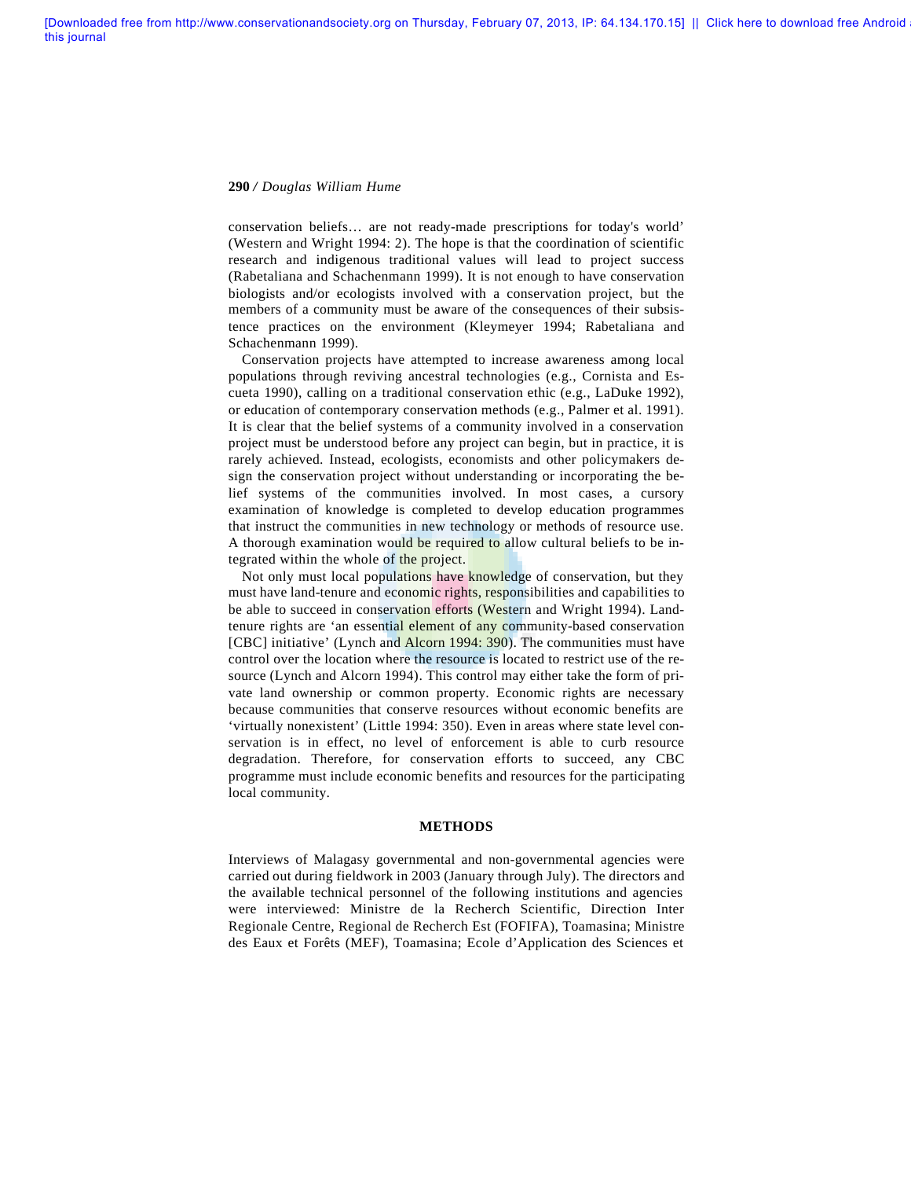conservation beliefs… are not ready-made prescriptions for today's world' (Western and Wright 1994: 2). The hope is that the coordination of scientific research and indigenous traditional values will lead to project success (Rabetaliana and Schachenmann 1999). It is not enough to have conservation biologists and/or ecologists involved with a conservation project, but the members of a community must be aware of the consequences of their subsistence practices on the environment (Kleymeyer 1994; Rabetaliana and Schachenmann 1999).

Conservation projects have attempted to increase awareness among local populations through reviving ancestral technologies (e.g., Cornista and Escueta 1990), calling on a traditional conservation ethic (e.g., LaDuke 1992), or education of contemporary conservation methods (e.g., Palmer et al. 1991). It is clear that the belief systems of a community involved in a conservation project must be understood before any project can begin, but in practice, it is rarely achieved. Instead, ecologists, economists and other policymakers design the conservation project without understanding or incorporating the belief systems of the communities involved. In most cases, a cursory examination of knowledge is completed to develop education programmes that instruct the communities in new technology or methods of resource use. A thorough examination would be required to allow cultural beliefs to be integrated within the whole of the project.

Not only must local populations have knowledge of conservation, but they must have land-tenure and economic rights, responsibilities and capabilities to be able to succeed in conservation efforts (Western and Wright 1994). Land-tenure rights are 'an essential element of any community-based conservation [CBC] initiative' (Lynch and Alcorn 1994: 390). The communities must have control over the location where the resource is located to restrict use of the resource (Lynch and Alcorn 1994). This control may either take the form of private land ownership or common property. Economic rights are necessary because communities that conserve resources without economic benefits are 'virtually nonexistent' (Little 1994: 350). Even in areas where state level conservation is in effect, no level of enforcement is able to curb resource degradation. Therefore, for conservation efforts to succeed, any CBC programme must include economic benefits and resources for the participating local community.

## METHODS

Interviews of Malagasy governmental and non-governmental agencies were carried out during fieldwork in 2003 (January through July). The directors and the available technical personnel of the following institutions and agencies were interviewed: Ministre de la Recherch Scientific, Direction Inter Regionale Centre, Regional de Recherch Est (FOFIFA), Toamasina; Ministre des Eaux et Forêts (MEF), Toamasina; Ecole d'Application des Sciences et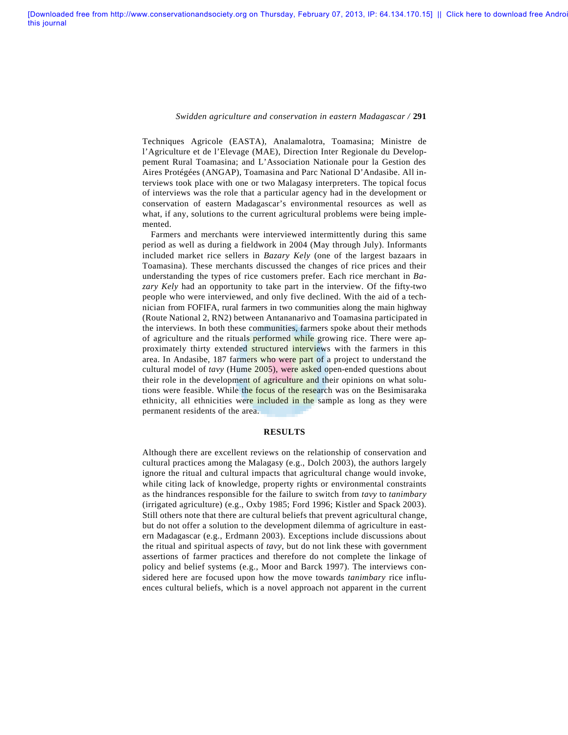Techniques Agricole (EASTA), Analamalotra, Toamasina; Ministre de l'Agriculture et de l'Elevage (MAE), Direction Inter Regionale du Developpement Rural Toamasina; and L'Association Nationale pour la Gestion des Aires Protégées (ANGAP), Toamasina and Parc National D'Andasibe. All interviews took place with one or two Malagasy interpreters. The topical focus of interviews was the role that a particular agency had in the development or conservation of eastern Madagascar's environmental resources as well as what, if any, solutions to the current agricultural problems were being implemented.

Farmers and merchants were interviewed intermittently during this same period as well as during a fieldwork in 2004 (May through July). Informants included market rice sellers in *Bazary Kely* (one of the largest bazaars in Toamasina). These merchants discussed the changes of rice prices and their understanding the types of rice customers prefer. Each rice merchant in *Bazary Kely* had an opportunity to take part in the interview. Of the fifty-two people who were interviewed, and only five declined. With the aid of a technician from FOFIFA, rural farmers in two communities along the main highway (Route National 2, RN2) between Antananarivo and Toamasina participated in the interviews. In both these communities, farmers spoke about their methods of agriculture and the rituals performed while growing rice. There were approximately thirty extended structured interviews with the farmers in this area. In Andasibe, 187 farmers who were part of a project to understand the cultural model of *tavy* (Hume 2005), were asked open-ended questions about their role in the development of agriculture and their opinions on what solutions were feasible. While the focus of the research was on the Besimisaraka ethnicity, all ethnicities were included in the sample as long as they were permanent residents of the area.

## RESULTS

Although there are excellent reviews on the relationship of conservation and cultural practices among the Malagasy (e.g., Dolch 2003), the authors largely ignore the ritual and cultural impacts that agricultural change would invoke, while citing lack of knowledge, property rights or environmental constraints as the hindrances responsible for the failure to switch from *tavy* to *tanimbary* (irrigated agriculture) (e.g., Oxby 1985; Ford 1996; Kistler and Spack 2003). Still others note that there are cultural beliefs that prevent agricultural change, but do not offer a solution to the development dilemma of agriculture in eastern Madagascar (e.g., Erdmann 2003). Exceptions include discussions about the ritual and spiritual aspects of *tavy*, but do not link these with government assertions of farmer practices and therefore do not complete the linkage of policy and belief systems (e.g., Moor and Barck 1997). The interviews considered here are focused upon how the move towards *tanimbary* rice influences cultural beliefs, which is a novel approach not apparent in the current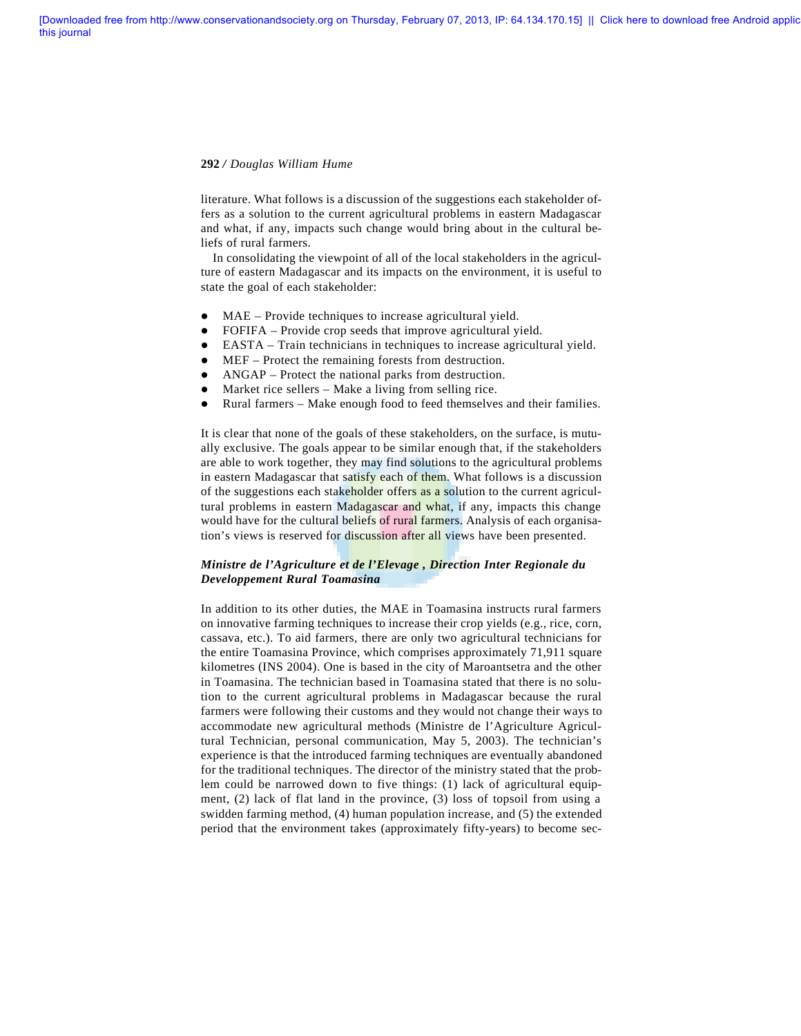literature. What follows is a discussion of the suggestions each stakeholder offers as a solution to the current agricultural problems in eastern Madagascar and what, if any, impacts such change would bring about in the cultural beliefs of rural farmers.

In consolidating the viewpoint of all of the local stakeholders in the agriculture of eastern Madagascar and its impacts on the environment, it is useful to state the goal of each stakeholder:

- MAE – Provide techniques to increase agricultural yield.
- FOFIFA – Provide crop seeds that improve agricultural yield.
- EASTA – Train technicians in techniques to increase agricultural yield.
- MEF – Protect the remaining forests from destruction.
- ANGAP – Protect the national parks from destruction.
- Market rice sellers – Make a living from selling rice.
- Rural farmers – Make enough food to feed themselves and their families.

It is clear that none of the goals of these stakeholders, on the surface, is mutually exclusive. The goals appear to be similar enough that, if the stakeholders are able to work together, they may find solutions to the agricultural problems in eastern Madagascar that satisfy each of them. What follows is a discussion of the suggestions each stakeholder offers as a solution to the current agricultural problems in eastern Madagascar and what, if any, impacts this change would have for the cultural beliefs of rural farmers. Analysis of each organisation's views is reserved for discussion after all views have been presented.

***Ministre de l'Agriculture et de l'Elevage , Direction Inter Regionale du Developpement Rural Toamasina***

In addition to its other duties, the MAE in Toamasina instructs rural farmers on innovative farming techniques to increase their crop yields (e.g., rice, corn, cassava, etc.). To aid farmers, there are only two agricultural technicians for the entire Toamasina Province, which comprises approximately 71,911 square kilometres (INS 2004). One is based in the city of Maroantsetra and the other in Toamasina. The technician based in Toamasina stated that there is no solution to the current agricultural problems in Madagascar because the rural farmers were following their customs and they would not change their ways to accommodate new agricultural methods (Ministre de l'Agriculture Agricultural Technician, personal communication, May 5, 2003). The technician's experience is that the introduced farming techniques are eventually abandoned for the traditional techniques. The director of the ministry stated that the problem could be narrowed down to five things: (1) lack of agricultural equipment, (2) lack of flat land in the province, (3) loss of topsoil from using a swidden farming method, (4) human population increase, and (5) the extended period that the environment takes (approximately fifty-years) to become sec-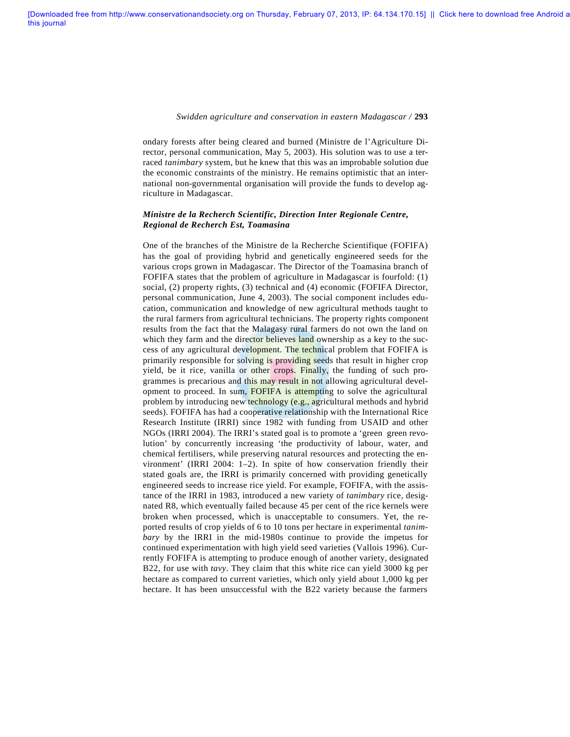ondary forests after being cleared and burned (Ministre de l'Agriculture Director, personal communication, May 5, 2003). His solution was to use a terraced *tanimbary* system, but he knew that this was an improbable solution due the economic constraints of the ministry. He remains optimistic that an international non-governmental organisation will provide the funds to develop agriculture in Madagascar.

***Ministre de la Recherch Scientific, Direction Inter Regionale Centre, Regional de Recherch Est, Toamasina***

One of the branches of the Ministre de la Recherche Scientifique (FOFIFA) has the goal of providing hybrid and genetically engineered seeds for the various crops grown in Madagascar. The Director of the Toamasina branch of FOFIFA states that the problem of agriculture in Madagascar is fourfold: (1) social, (2) property rights, (3) technical and (4) economic (FOFIFA Director, personal communication, June 4, 2003). The social component includes education, communication and knowledge of new agricultural methods taught to the rural farmers from agricultural technicians. The property rights component results from the fact that the Malagasy rural farmers do not own the land on which they farm and the director believes land ownership as a key to the success of any agricultural development. The technical problem that FOFIFA is primarily responsible for solving is providing seeds that result in higher crop yield, be it rice, vanilla or other crops. Finally, the funding of such programmes is precarious and this may result in not allowing agricultural development to proceed. In sum, FOFIFA is attempting to solve the agricultural problem by introducing new technology (e.g., agricultural methods and hybrid seeds). FOFIFA has had a cooperative relationship with the International Rice Research Institute (IRRI) since 1982 with funding from USAID and other NGOs (IRRI 2004). The IRRI's stated goal is to promote a 'green green revolution' by concurrently increasing 'the productivity of labour, water, and chemical fertilisers, while preserving natural resources and protecting the environment' (IRRI 2004: 1–2). In spite of how conservation friendly their stated goals are, the IRRI is primarily concerned with providing genetically engineered seeds to increase rice yield. For example, FOFIFA, with the assistance of the IRRI in 1983, introduced a new variety of *tanimbary* rice, designated R8, which eventually failed because 45 per cent of the rice kernels were broken when processed, which is unacceptable to consumers. Yet, the reported results of crop yields of 6 to 10 tons per hectare in experimental *tanimbary* by the IRRI in the mid-1980s continue to provide the impetus for continued experimentation with high yield seed varieties (Vallois 1996). Currently FOFIFA is attempting to produce enough of another variety, designated B22, for use with *tavy*. They claim that this white rice can yield 3000 kg per hectare as compared to current varieties, which only yield about 1,000 kg per hectare. It has been unsuccessful with the B22 variety because the farmers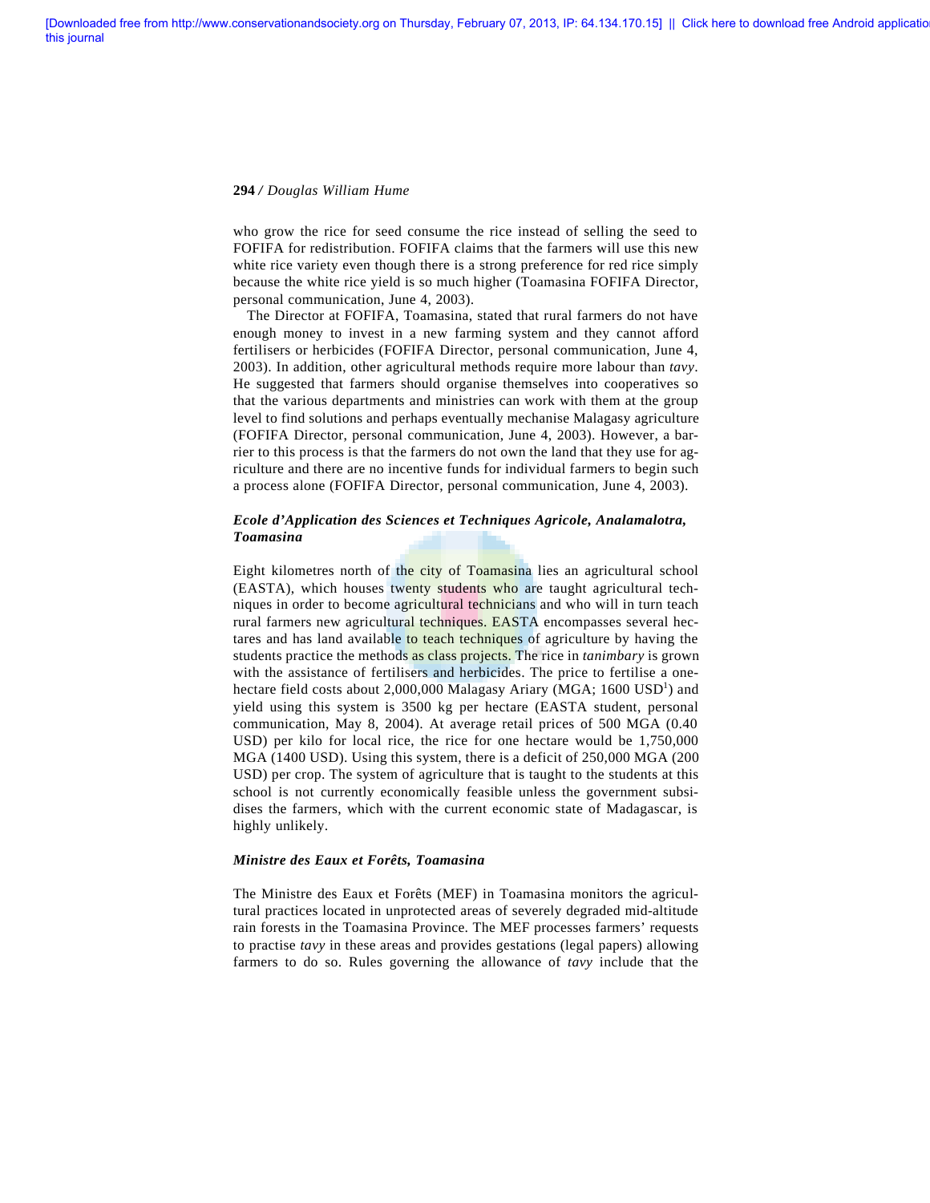who grow the rice for seed consume the rice instead of selling the seed to FOFIFA for redistribution. FOFIFA claims that the farmers will use this new white rice variety even though there is a strong preference for red rice simply because the white rice yield is so much higher (Toamasina FOFIFA Director, personal communication, June 4, 2003).

The Director at FOFIFA, Toamasina, stated that rural farmers do not have enough money to invest in a new farming system and they cannot afford fertilisers or herbicides (FOFIFA Director, personal communication, June 4, 2003). In addition, other agricultural methods require more labour than *tavy*. He suggested that farmers should organise themselves into cooperatives so that the various departments and ministries can work with them at the group level to find solutions and perhaps eventually mechanise Malagasy agriculture (FOFIFA Director, personal communication, June 4, 2003). However, a barrier to this process is that the farmers do not own the land that they use for agriculture and there are no incentive funds for individual farmers to begin such a process alone (FOFIFA Director, personal communication, June 4, 2003).

### *Ecole d'Application des Sciences et Techniques Agricole, Analamalotra, Toamasina*

Eight kilometres north of the city of Toamasina lies an agricultural school (EASTA), which houses twenty students who are taught agricultural techniques in order to become agricultural technicians and who will in turn teach rural farmers new agricultural techniques. EASTA encompasses several hectares and has land available to teach techniques of agriculture by having the students practice the methods as class projects. The rice in *tanimbary* is grown with the assistance of fertilisers and herbicides. The price to fertilise a one-hectare field costs about 2,000,000 Malagasy Ariary (MGA; 1600 USD[1]) and yield using this system is 3500 kg per hectare (EASTA student, personal communication, May 8, 2004). At average retail prices of 500 MGA (0.40 USD) per kilo for local rice, the rice for one hectare would be 1,750,000 MGA (1400 USD). Using this system, there is a deficit of 250,000 MGA (200 USD) per crop. The system of agriculture that is taught to the students at this school is not currently economically feasible unless the government subsidises the farmers, which with the current economic state of Madagascar, is highly unlikely.

### *Ministre des Eaux et Forêts, Toamasina*

The Ministre des Eaux et Forêts (MEF) in Toamasina monitors the agricultural practices located in unprotected areas of severely degraded mid-altitude rain forests in the Toamasina Province. The MEF processes farmers' requests to practise *tavy* in these areas and provides gestations (legal papers) allowing farmers to do so. Rules governing the allowance of *tavy* include that the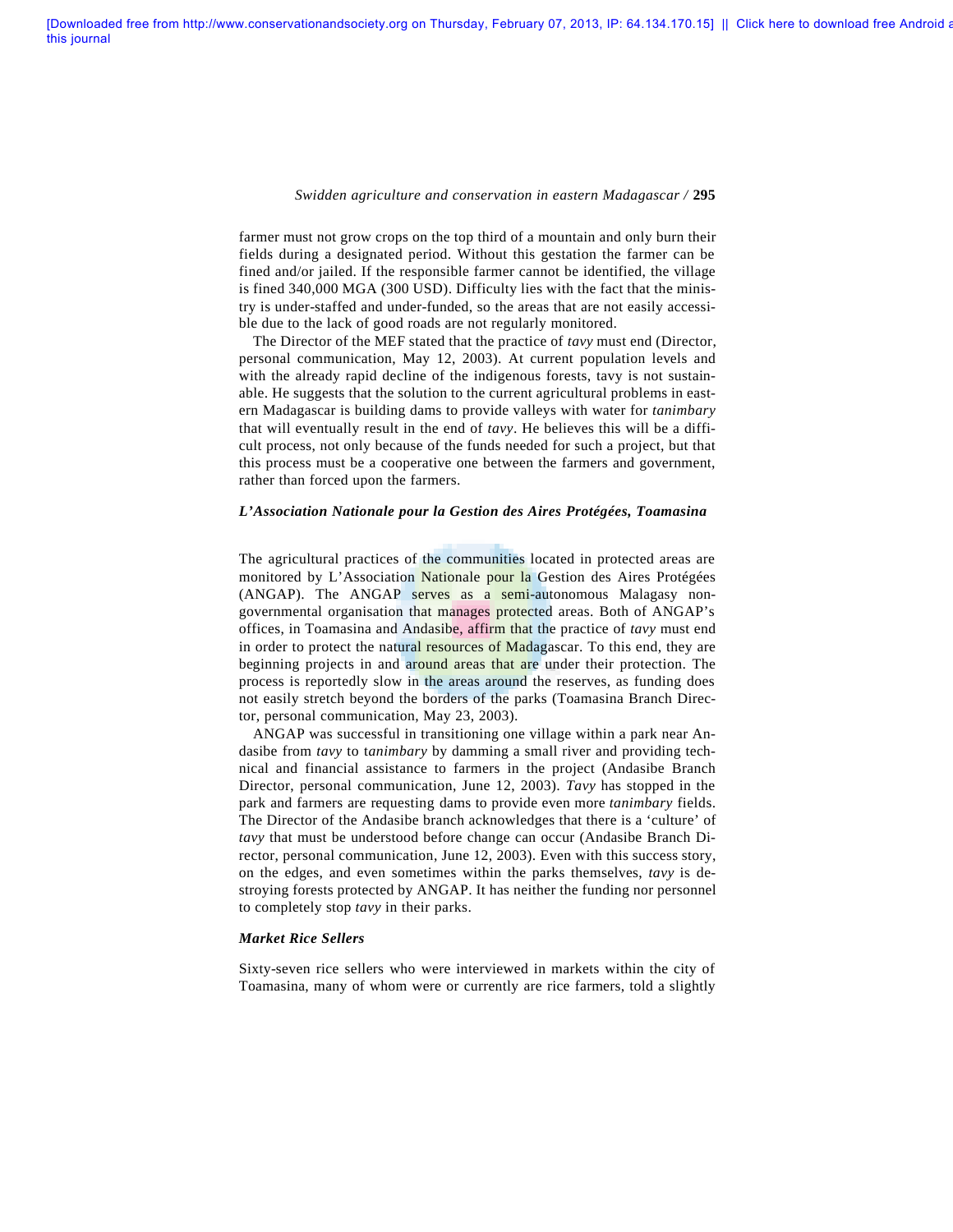farmer must not grow crops on the top third of a mountain and only burn their fields during a designated period. Without this gestation the farmer can be fined and/or jailed. If the responsible farmer cannot be identified, the village is fined 340,000 MGA (300 USD). Difficulty lies with the fact that the ministry is under-staffed and under-funded, so the areas that are not easily accessible due to the lack of good roads are not regularly monitored.

The Director of the MEF stated that the practice of *tavy* must end (Director, personal communication, May 12, 2003). At current population levels and with the already rapid decline of the indigenous forests, tavy is not sustainable. He suggests that the solution to the current agricultural problems in eastern Madagascar is building dams to provide valleys with water for *tanimbary* that will eventually result in the end of *tavy*. He believes this will be a difficult process, not only because of the funds needed for such a project, but that this process must be a cooperative one between the farmers and government, rather than forced upon the farmers.

### *L'Association Nationale pour la Gestion des Aires Protégées, Toamasina*

The agricultural practices of the communities located in protected areas are monitored by L'Association Nationale pour la Gestion des Aires Protégées (ANGAP). The ANGAP serves as a semi-autonomous Malagasy non-governmental organisation that manages protected areas. Both of ANGAP's offices, in Toamasina and Andasibe, affirm that the practice of *tavy* must end in order to protect the natural resources of Madagascar. To this end, they are beginning projects in and around areas that are under their protection. The process is reportedly slow in the areas around the reserves, as funding does not easily stretch beyond the borders of the parks (Toamasina Branch Director, personal communication, May 23, 2003).

ANGAP was successful in transitioning one village within a park near Andasibe from *tavy* to t*animbary* by damming a small river and providing technical and financial assistance to farmers in the project (Andasibe Branch Director, personal communication, June 12, 2003). *Tavy* has stopped in the park and farmers are requesting dams to provide even more *tanimbary* fields. The Director of the Andasibe branch acknowledges that there is a 'culture' of *tavy* that must be understood before change can occur (Andasibe Branch Director, personal communication, June 12, 2003). Even with this success story, on the edges, and even sometimes within the parks themselves, *tavy* is destroying forests protected by ANGAP. It has neither the funding nor personnel to completely stop *tavy* in their parks.

### *Market Rice Sellers*

Sixty-seven rice sellers who were interviewed in markets within the city of Toamasina, many of whom were or currently are rice farmers, told a slightly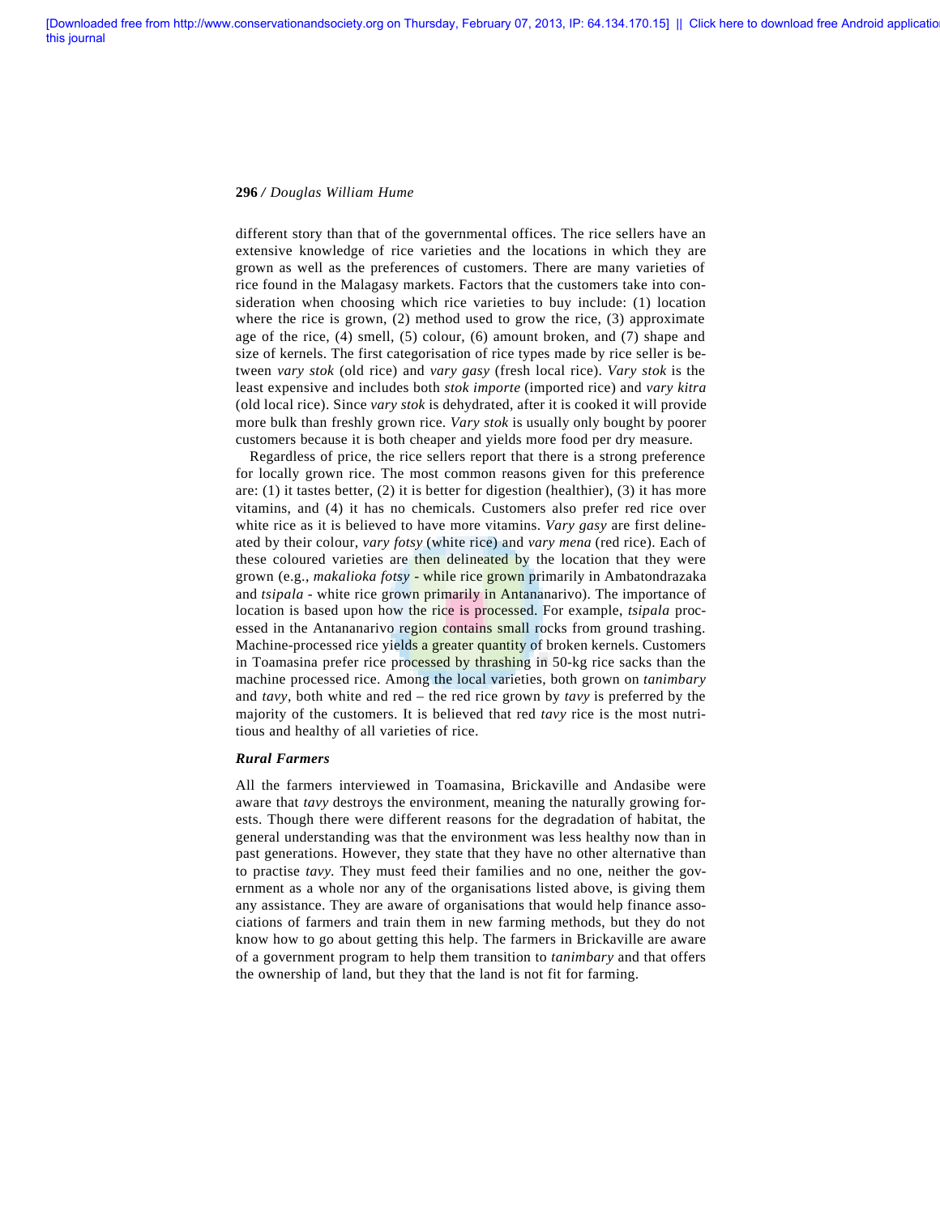different story than that of the governmental offices. The rice sellers have an extensive knowledge of rice varieties and the locations in which they are grown as well as the preferences of customers. There are many varieties of rice found in the Malagasy markets. Factors that the customers take into consideration when choosing which rice varieties to buy include: (1) location where the rice is grown, (2) method used to grow the rice, (3) approximate age of the rice, (4) smell, (5) colour, (6) amount broken, and (7) shape and size of kernels. The first categorisation of rice types made by rice seller is between *vary stok* (old rice) and *vary gasy* (fresh local rice). *Vary stok* is the least expensive and includes both *stok importe* (imported rice) and *vary kitra* (old local rice). Since *vary stok* is dehydrated, after it is cooked it will provide more bulk than freshly grown rice. *Vary stok* is usually only bought by poorer customers because it is both cheaper and yields more food per dry measure.

Regardless of price, the rice sellers report that there is a strong preference for locally grown rice. The most common reasons given for this preference are: (1) it tastes better, (2) it is better for digestion (healthier), (3) it has more vitamins, and (4) it has no chemicals. Customers also prefer red rice over white rice as it is believed to have more vitamins. *Vary gasy* are first delineated by their colour, *vary fotsy* (white rice) and *vary mena* (red rice). Each of these coloured varieties are then delineated by the location that they were grown (e.g., *makalioka fotsy* - while rice grown primarily in Ambatondrazaka and *tsipala* - white rice grown primarily in Antananarivo). The importance of location is based upon how the rice is processed. For example, *tsipala* processed in the Antananarivo region contains small rocks from ground trashing. Machine-processed rice yields a greater quantity of broken kernels. Customers in Toamasina prefer rice processed by thrashing in 50-kg rice sacks than the machine processed rice. Among the local varieties, both grown on *tanimbary* and *tavy*, both white and red – the red rice grown by *tavy* is preferred by the majority of the customers. It is believed that red *tavy* rice is the most nutritious and healthy of all varieties of rice.

### *Rural Farmers*

All the farmers interviewed in Toamasina, Brickaville and Andasibe were aware that *tavy* destroys the environment, meaning the naturally growing forests. Though there were different reasons for the degradation of habitat, the general understanding was that the environment was less healthy now than in past generations. However, they state that they have no other alternative than to practise *tavy*. They must feed their families and no one, neither the government as a whole nor any of the organisations listed above, is giving them any assistance. They are aware of organisations that would help finance associations of farmers and train them in new farming methods, but they do not know how to go about getting this help. The farmers in Brickaville are aware of a government program to help them transition to *tanimbary* and that offers the ownership of land, but they that the land is not fit for farming.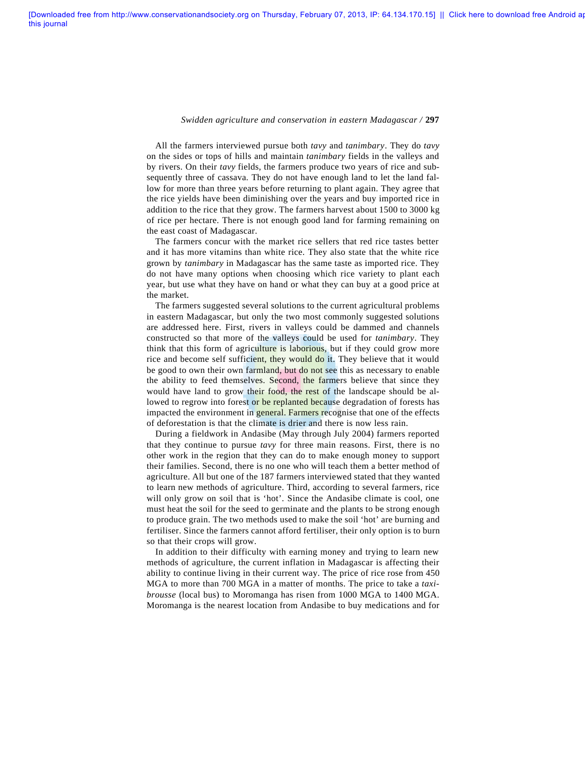All the farmers interviewed pursue both *tavy* and *tanimbary*. They do *tavy* on the sides or tops of hills and maintain *tanimbary* fields in the valleys and by rivers. On their *tavy* fields, the farmers produce two years of rice and subsequently three of cassava. They do not have enough land to let the land fallow for more than three years before returning to plant again. They agree that the rice yields have been diminishing over the years and buy imported rice in addition to the rice that they grow. The farmers harvest about 1500 to 3000 kg of rice per hectare. There is not enough good land for farming remaining on the east coast of Madagascar.

The farmers concur with the market rice sellers that red rice tastes better and it has more vitamins than white rice. They also state that the white rice grown by *tanimbary* in Madagascar has the same taste as imported rice. They do not have many options when choosing which rice variety to plant each year, but use what they have on hand or what they can buy at a good price at the market.

The farmers suggested several solutions to the current agricultural problems in eastern Madagascar, but only the two most commonly suggested solutions are addressed here. First, rivers in valleys could be dammed and channels constructed so that more of the valleys could be used for *tanimbary*. They think that this form of agriculture is laborious, but if they could grow more rice and become self sufficient, they would do it. They believe that it would be good to own their own farmland, but do not see this as necessary to enable the ability to feed themselves. Second, the farmers believe that since they would have land to grow their food, the rest of the landscape should be allowed to regrow into forest or be replanted because degradation of forests has impacted the environment in general. Farmers recognise that one of the effects of deforestation is that the climate is drier and there is now less rain.

During a fieldwork in Andasibe (May through July 2004) farmers reported that they continue to pursue *tavy* for three main reasons. First, there is no other work in the region that they can do to make enough money to support their families. Second, there is no one who will teach them a better method of agriculture. All but one of the 187 farmers interviewed stated that they wanted to learn new methods of agriculture. Third, according to several farmers, rice will only grow on soil that is 'hot'. Since the Andasibe climate is cool, one must heat the soil for the seed to germinate and the plants to be strong enough to produce grain. The two methods used to make the soil 'hot' are burning and fertiliser. Since the farmers cannot afford fertiliser, their only option is to burn so that their crops will grow.

In addition to their difficulty with earning money and trying to learn new methods of agriculture, the current inflation in Madagascar is affecting their ability to continue living in their current way. The price of rice rose from 450 MGA to more than 700 MGA in a matter of months. The price to take a *taxi-brousse* (local bus) to Moromanga has risen from 1000 MGA to 1400 MGA. Moromanga is the nearest location from Andasibe to buy medications and for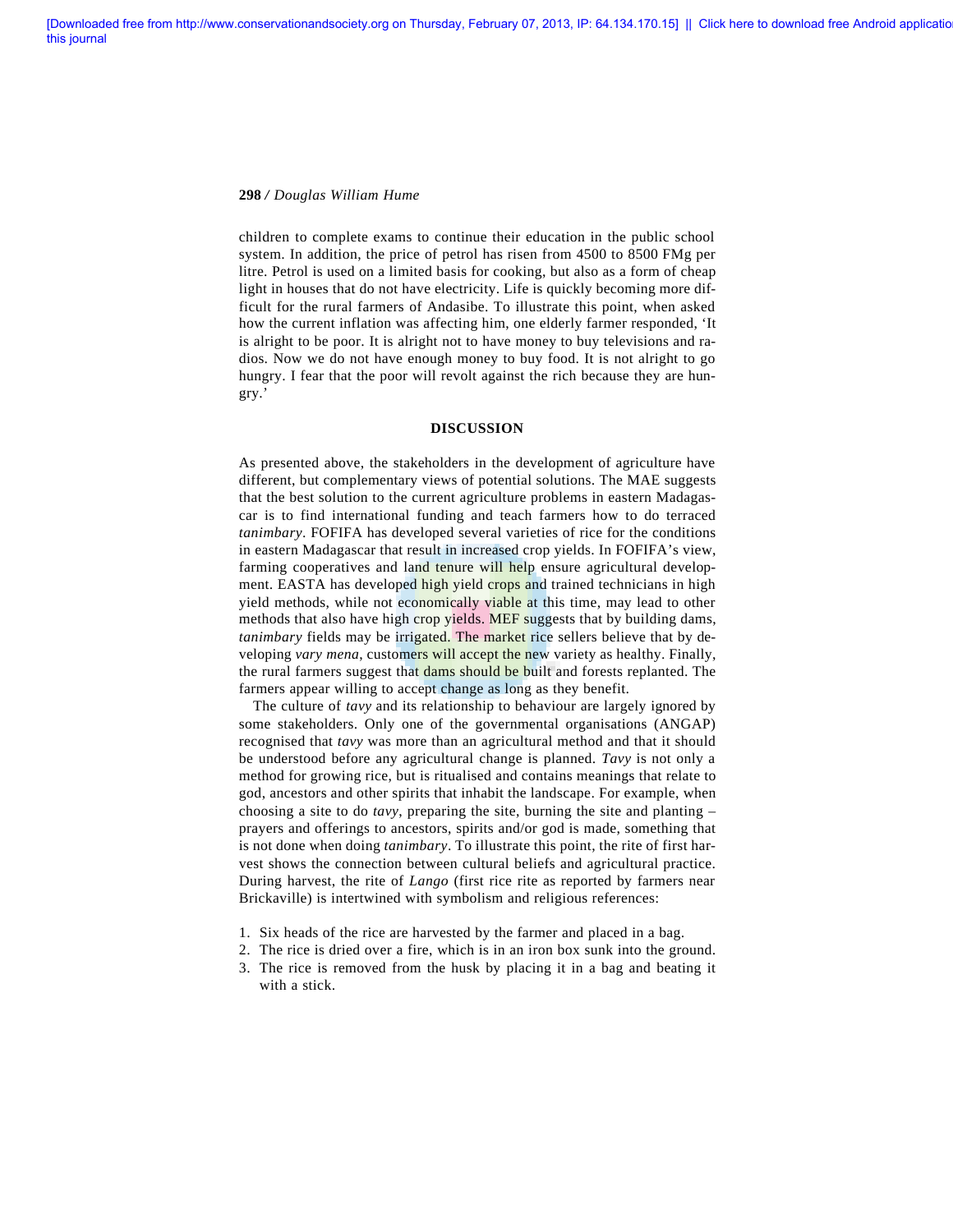children to complete exams to continue their education in the public school system. In addition, the price of petrol has risen from 4500 to 8500 FMg per litre. Petrol is used on a limited basis for cooking, but also as a form of cheap light in houses that do not have electricity. Life is quickly becoming more difficult for the rural farmers of Andasibe. To illustrate this point, when asked how the current inflation was affecting him, one elderly farmer responded, 'It is alright to be poor. It is alright not to have money to buy televisions and radios. Now we do not have enough money to buy food. It is not alright to go hungry. I fear that the poor will revolt against the rich because they are hungry.'

## DISCUSSION

As presented above, the stakeholders in the development of agriculture have different, but complementary views of potential solutions. The MAE suggests that the best solution to the current agriculture problems in eastern Madagascar is to find international funding and teach farmers how to do terraced *tanimbary*. FOFIFA has developed several varieties of rice for the conditions in eastern Madagascar that result in increased crop yields. In FOFIFA's view, farming cooperatives and land tenure will help ensure agricultural development. EASTA has developed high yield crops and trained technicians in high yield methods, while not economically viable at this time, may lead to other methods that also have high crop yields. MEF suggests that by building dams, *tanimbary* fields may be irrigated. The market rice sellers believe that by developing *vary mena*, customers will accept the new variety as healthy. Finally, the rural farmers suggest that dams should be built and forests replanted. The farmers appear willing to accept change as long as they benefit.

The culture of *tavy* and its relationship to behaviour are largely ignored by some stakeholders. Only one of the governmental organisations (ANGAP) recognised that *tavy* was more than an agricultural method and that it should be understood before any agricultural change is planned. *Tavy* is not only a method for growing rice, but is ritualised and contains meanings that relate to god, ancestors and other spirits that inhabit the landscape. For example, when choosing a site to do *tavy*, preparing the site, burning the site and planting – prayers and offerings to ancestors, spirits and/or god is made, something that is not done when doing *tanimbary*. To illustrate this point, the rite of first harvest shows the connection between cultural beliefs and agricultural practice. During harvest, the rite of *Lango* (first rice rite as reported by farmers near Brickaville) is intertwined with symbolism and religious references:

1. Six heads of the rice are harvested by the farmer and placed in a bag.
2. The rice is dried over a fire, which is in an iron box sunk into the ground.
3. The rice is removed from the husk by placing it in a bag and beating it with a stick.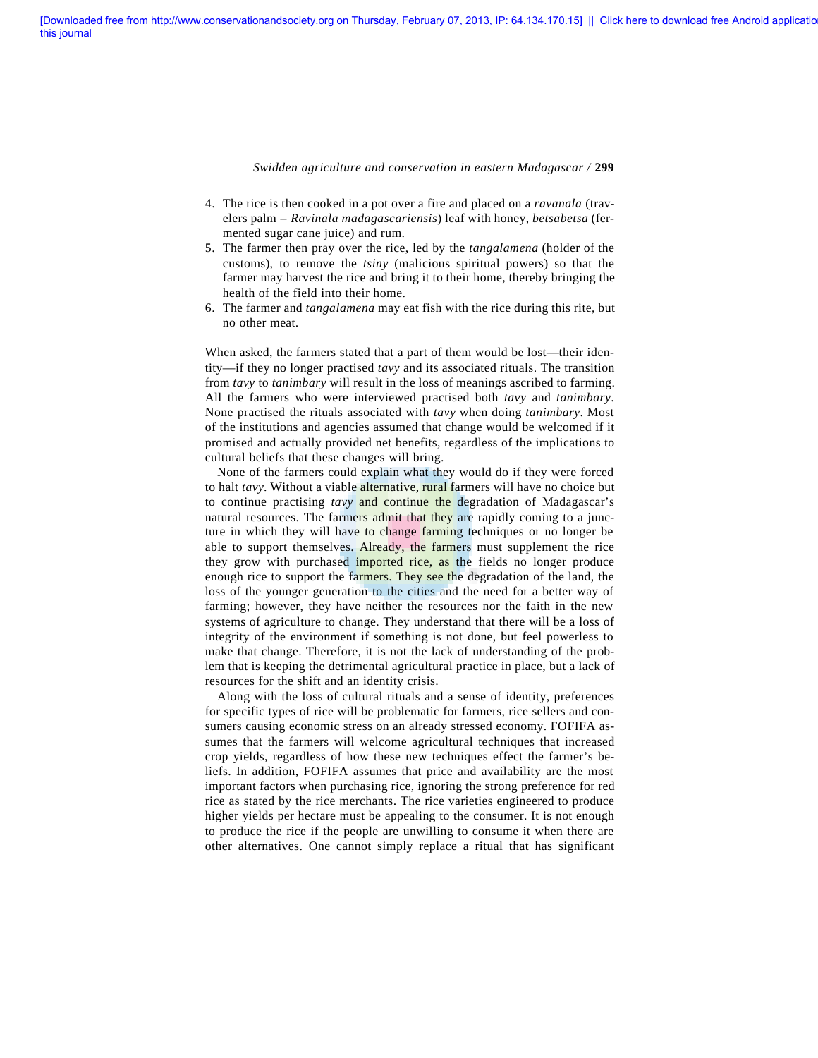4. The rice is then cooked in a pot over a fire and placed on a *ravanala* (travelers palm – *Ravinala madagascariensis*) leaf with honey, *betsabetsa* (fermented sugar cane juice) and rum.
5. The farmer then pray over the rice, led by the *tangalamena* (holder of the customs), to remove the *tsiny* (malicious spiritual powers) so that the farmer may harvest the rice and bring it to their home, thereby bringing the health of the field into their home.
6. The farmer and *tangalamena* may eat fish with the rice during this rite, but no other meat.

When asked, the farmers stated that a part of them would be lost—their identity—if they no longer practised *tavy* and its associated rituals. The transition from *tavy* to *tanimbary* will result in the loss of meanings ascribed to farming. All the farmers who were interviewed practised both *tavy* and *tanimbary*. None practised the rituals associated with *tavy* when doing *tanimbary*. Most of the institutions and agencies assumed that change would be welcomed if it promised and actually provided net benefits, regardless of the implications to cultural beliefs that these changes will bring.

None of the farmers could explain what they would do if they were forced to halt *tavy*. Without a viable alternative, rural farmers will have no choice but to continue practising *tavy* and continue the degradation of Madagascar's natural resources. The farmers admit that they are rapidly coming to a juncture in which they will have to change farming techniques or no longer be able to support themselves. Already, the farmers must supplement the rice they grow with purchased imported rice, as the fields no longer produce enough rice to support the farmers. They see the degradation of the land, the loss of the younger generation to the cities and the need for a better way of farming; however, they have neither the resources nor the faith in the new systems of agriculture to change. They understand that there will be a loss of integrity of the environment if something is not done, but feel powerless to make that change. Therefore, it is not the lack of understanding of the problem that is keeping the detrimental agricultural practice in place, but a lack of resources for the shift and an identity crisis.

Along with the loss of cultural rituals and a sense of identity, preferences for specific types of rice will be problematic for farmers, rice sellers and consumers causing economic stress on an already stressed economy. FOFIFA assumes that the farmers will welcome agricultural techniques that increased crop yields, regardless of how these new techniques effect the farmer's beliefs. In addition, FOFIFA assumes that price and availability are the most important factors when purchasing rice, ignoring the strong preference for red rice as stated by the rice merchants. The rice varieties engineered to produce higher yields per hectare must be appealing to the consumer. It is not enough to produce the rice if the people are unwilling to consume it when there are other alternatives. One cannot simply replace a ritual that has significant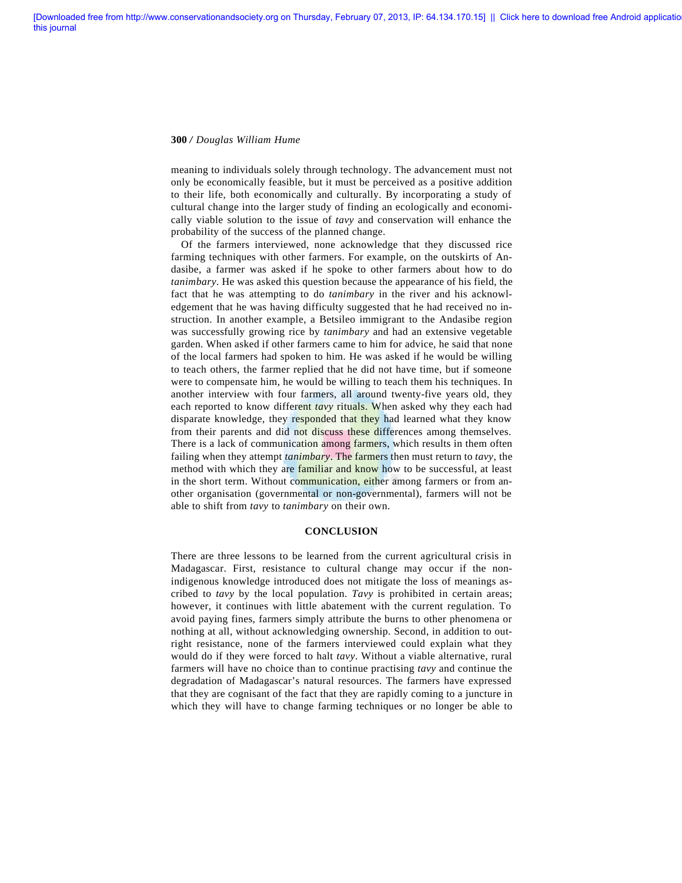meaning to individuals solely through technology. The advancement must not only be economically feasible, but it must be perceived as a positive addition to their life, both economically and culturally. By incorporating a study of cultural change into the larger study of finding an ecologically and economically viable solution to the issue of *tavy* and conservation will enhance the probability of the success of the planned change.

Of the farmers interviewed, none acknowledge that they discussed rice farming techniques with other farmers. For example, on the outskirts of Andasibe, a farmer was asked if he spoke to other farmers about how to do *tanimbary*. He was asked this question because the appearance of his field, the fact that he was attempting to do *tanimbary* in the river and his acknowledgement that he was having difficulty suggested that he had received no instruction. In another example, a Betsileo immigrant to the Andasibe region was successfully growing rice by *tanimbary* and had an extensive vegetable garden. When asked if other farmers came to him for advice, he said that none of the local farmers had spoken to him. He was asked if he would be willing to teach others, the farmer replied that he did not have time, but if someone were to compensate him, he would be willing to teach them his techniques. In another interview with four farmers, all around twenty-five years old, they each reported to know different *tavy* rituals. When asked why they each had disparate knowledge, they responded that they had learned what they know from their parents and did not discuss these differences among themselves. There is a lack of communication among farmers, which results in them often failing when they attempt *tanimbary*. The farmers then must return to *tavy*, the method with which they are familiar and know how to be successful, at least in the short term. Without communication, either among farmers or from another organisation (governmental or non-governmental), farmers will not be able to shift from *tavy* to *tanimbary* on their own.

## CONCLUSION

There are three lessons to be learned from the current agricultural crisis in Madagascar. First, resistance to cultural change may occur if the non-indigenous knowledge introduced does not mitigate the loss of meanings ascribed to *tavy* by the local population. *Tavy* is prohibited in certain areas; however, it continues with little abatement with the current regulation. To avoid paying fines, farmers simply attribute the burns to other phenomena or nothing at all, without acknowledging ownership. Second, in addition to outright resistance, none of the farmers interviewed could explain what they would do if they were forced to halt *tavy*. Without a viable alternative, rural farmers will have no choice than to continue practising *tavy* and continue the degradation of Madagascar's natural resources. The farmers have expressed that they are cognisant of the fact that they are rapidly coming to a juncture in which they will have to change farming techniques or no longer be able to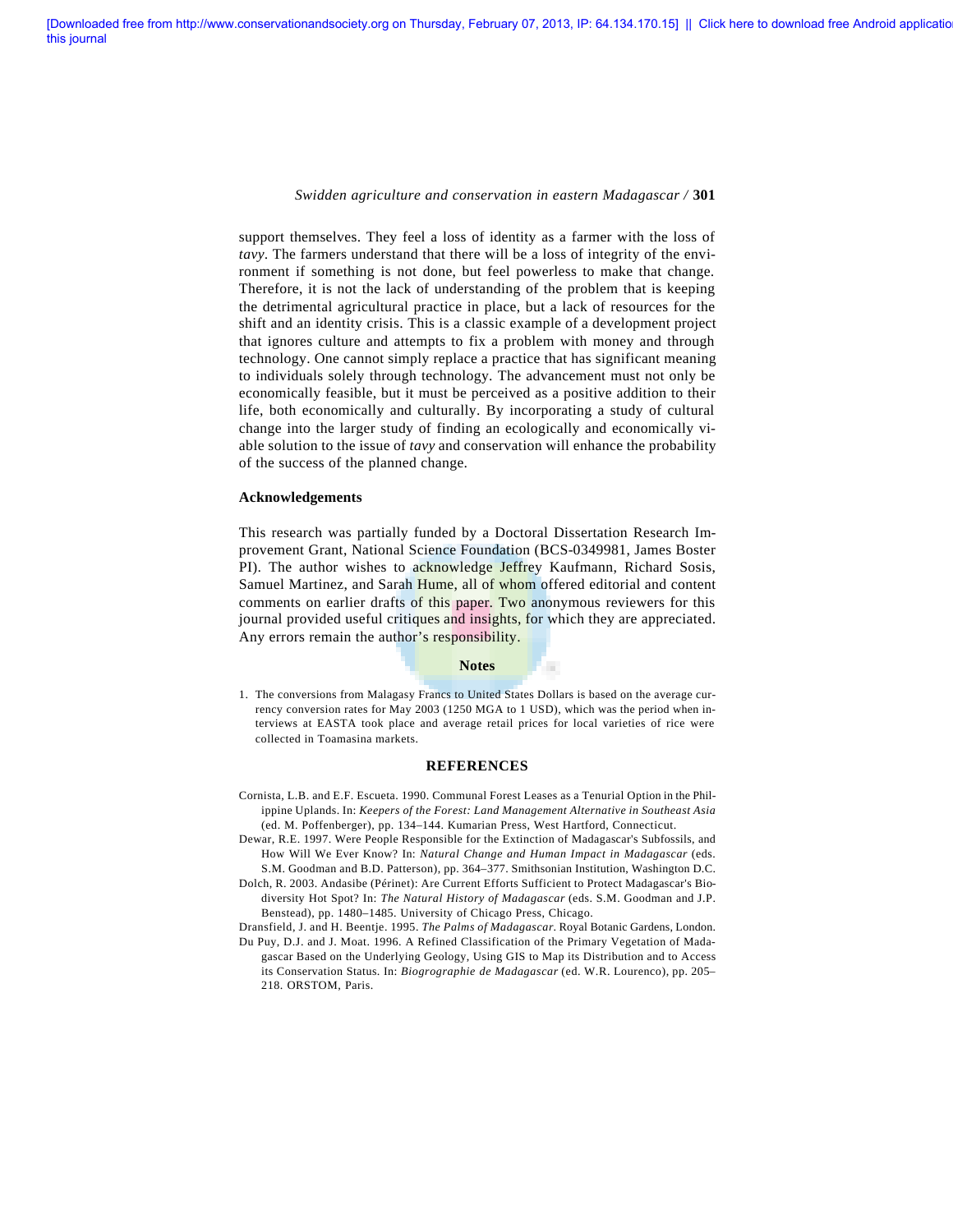support themselves. They feel a loss of identity as a farmer with the loss of *tavy*. The farmers understand that there will be a loss of integrity of the environment if something is not done, but feel powerless to make that change. Therefore, it is not the lack of understanding of the problem that is keeping the detrimental agricultural practice in place, but a lack of resources for the shift and an identity crisis. This is a classic example of a development project that ignores culture and attempts to fix a problem with money and through technology. One cannot simply replace a practice that has significant meaning to individuals solely through technology. The advancement must not only be economically feasible, but it must be perceived as a positive addition to their life, both economically and culturally. By incorporating a study of cultural change into the larger study of finding an ecologically and economically viable solution to the issue of *tavy* and conservation will enhance the probability of the success of the planned change.

### Acknowledgements

This research was partially funded by a Doctoral Dissertation Research Improvement Grant, National Science Foundation (BCS-0349981, James Boster PI). The author wishes to acknowledge Jeffrey Kaufmann, Richard Sosis, Samuel Martinez, and Sarah Hume, all of whom offered editorial and content comments on earlier drafts of this paper. Two anonymous reviewers for this journal provided useful critiques and insights, for which they are appreciated. Any errors remain the author's responsibility.

## Notes

1. The conversions from Malagasy Francs to United States Dollars is based on the average currency conversion rates for May 2003 (1250 MGA to 1 USD), which was the period when interviews at EASTA took place and average retail prices for local varieties of rice were collected in Toamasina markets.

## REFERENCES

Cornista, L.B. and E.F. Escueta. 1990. Communal Forest Leases as a Tenurial Option in the Philippine Uplands. In: *Keepers of the Forest: Land Management Alternative in Southeast Asia* (ed. M. Poffenberger), pp. 134–144. Kumarian Press, West Hartford, Connecticut.

Dewar, R.E. 1997. Were People Responsible for the Extinction of Madagascar's Subfossils, and How Will We Ever Know? In: *Natural Change and Human Impact in Madagascar* (eds. S.M. Goodman and B.D. Patterson), pp. 364–377. Smithsonian Institution, Washington D.C.

Dolch, R. 2003. Andasibe (Périnet): Are Current Efforts Sufficient to Protect Madagascar's Biodiversity Hot Spot? In: *The Natural History of Madagascar* (eds. S.M. Goodman and J.P. Benstead), pp. 1480–1485. University of Chicago Press, Chicago.

Dransfield, J. and H. Beentje. 1995. *The Palms of Madagascar*. Royal Botanic Gardens, London.

Du Puy, D.J. and J. Moat. 1996. A Refined Classification of the Primary Vegetation of Madagascar Based on the Underlying Geology, Using GIS to Map its Distribution and to Access its Conservation Status. In: *Biogrographie de Madagascar* (ed. W.R. Lourenco), pp. 205–218. ORSTOM, Paris.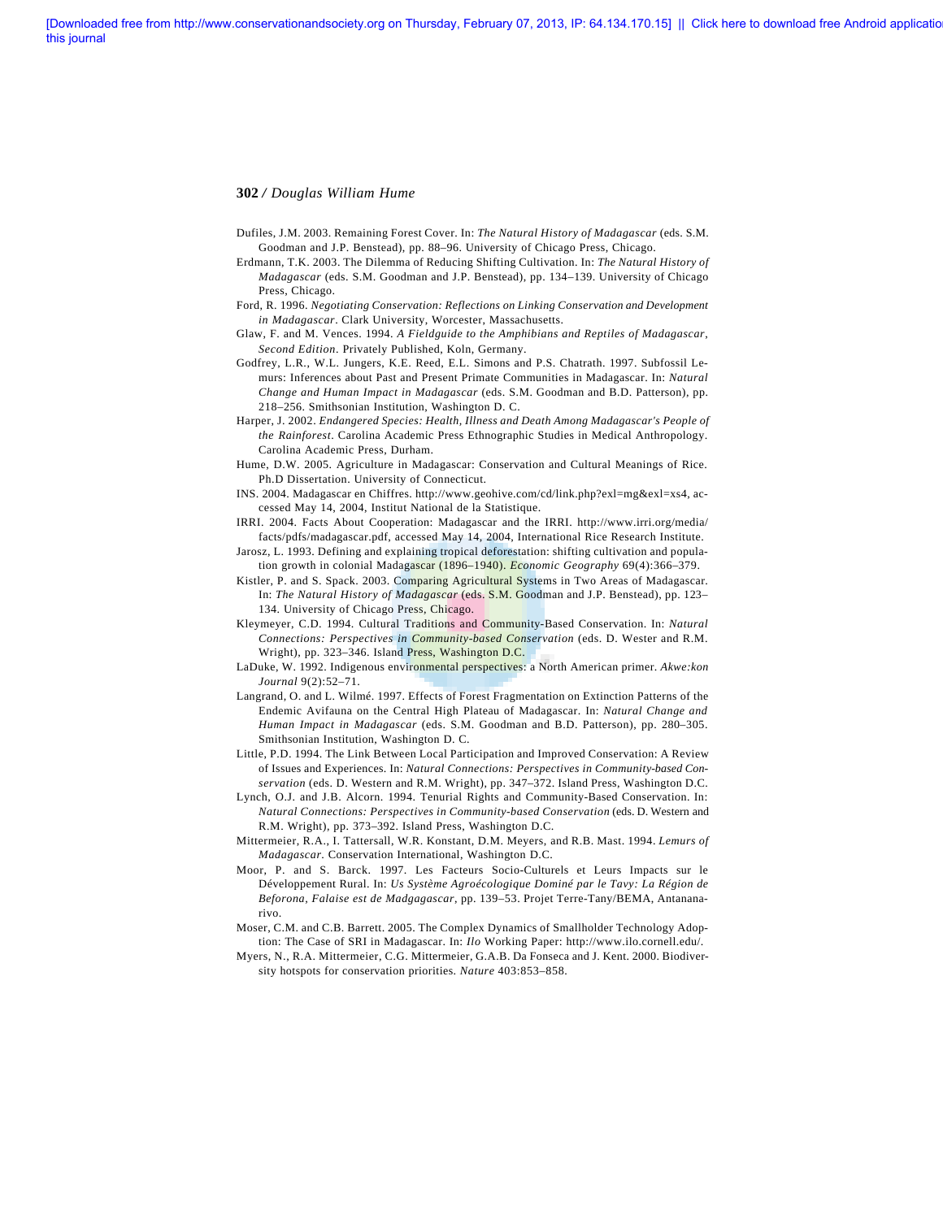Dufiles, J.M. 2003. Remaining Forest Cover. In: *The Natural History of Madagascar* (eds. S.M. Goodman and J.P. Benstead), pp. 88–96. University of Chicago Press, Chicago.

Erdmann, T.K. 2003. The Dilemma of Reducing Shifting Cultivation. In: *The Natural History of Madagascar* (eds. S.M. Goodman and J.P. Benstead), pp. 134–139. University of Chicago Press, Chicago.

Ford, R. 1996. *Negotiating Conservation: Reflections on Linking Conservation and Development in Madagascar*. Clark University, Worcester, Massachusetts.

Glaw, F. and M. Vences. 1994. *A Fieldguide to the Amphibians and Reptiles of Madagascar, Second Edition*. Privately Published, Koln, Germany.

Godfrey, L.R., W.L. Jungers, K.E. Reed, E.L. Simons and P.S. Chatrath. 1997. Subfossil Lemurs: Inferences about Past and Present Primate Communities in Madagascar. In: *Natural Change and Human Impact in Madagascar* (eds. S.M. Goodman and B.D. Patterson), pp. 218–256. Smithsonian Institution, Washington D. C.

Harper, J. 2002. *Endangered Species: Health, Illness and Death Among Madagascar's People of the Rainforest*. Carolina Academic Press Ethnographic Studies in Medical Anthropology. Carolina Academic Press, Durham.

Hume, D.W. 2005. Agriculture in Madagascar: Conservation and Cultural Meanings of Rice. Ph.D Dissertation. University of Connecticut.

INS. 2004. Madagascar en Chiffres. http://www.geohive.com/cd/link.php?exl=mg&exl=xs4, accessed May 14, 2004, Institut National de la Statistique.

IRRI. 2004. Facts About Cooperation: Madagascar and the IRRI. http://www.irri.org/media/facts/pdfs/madagascar.pdf, accessed May 14, 2004, International Rice Research Institute.

Jarosz, L. 1993. Defining and explaining tropical deforestation: shifting cultivation and population growth in colonial Madagascar (1896–1940). *Economic Geography* 69(4):366–379.

Kistler, P. and S. Spack. 2003. Comparing Agricultural Systems in Two Areas of Madagascar. In: *The Natural History of Madagascar* (eds. S.M. Goodman and J.P. Benstead), pp. 123–134. University of Chicago Press, Chicago.

Kleymeyer, C.D. 1994. Cultural Traditions and Community-Based Conservation. In: *Natural Connections: Perspectives in Community-based Conservation* (eds. D. Wester and R.M. Wright), pp. 323–346. Island Press, Washington D.C.

LaDuke, W. 1992. Indigenous environmental perspectives: a North American primer. *Akwe:kon Journal* 9(2):52–71.

Langrand, O. and L. Wilmé. 1997. Effects of Forest Fragmentation on Extinction Patterns of the Endemic Avifauna on the Central High Plateau of Madagascar. In: *Natural Change and Human Impact in Madagascar* (eds. S.M. Goodman and B.D. Patterson), pp. 280–305. Smithsonian Institution, Washington D. C.

Little, P.D. 1994. The Link Between Local Participation and Improved Conservation: A Review of Issues and Experiences. In: *Natural Connections: Perspectives in Community-based Conservation* (eds. D. Western and R.M. Wright), pp. 347–372. Island Press, Washington D.C.

Lynch, O.J. and J.B. Alcorn. 1994. Tenurial Rights and Community-Based Conservation. In: *Natural Connections: Perspectives in Community-based Conservation* (eds. D. Western and R.M. Wright), pp. 373–392. Island Press, Washington D.C.

Mittermeier, R.A., I. Tattersall, W.R. Konstant, D.M. Meyers, and R.B. Mast. 1994. *Lemurs of Madagascar*. Conservation International, Washington D.C.

Moor, P. and S. Barck. 1997. Les Facteurs Socio-Culturels et Leurs Impacts sur le Développement Rural. In: *Us Système Agroécologique Dominé par le Tavy: La Région de Beforona, Falaise est de Madgagascar*, pp. 139–53. Projet Terre-Tany/BEMA, Antananarivo.

Moser, C.M. and C.B. Barrett. 2005. The Complex Dynamics of Smallholder Technology Adoption: The Case of SRI in Madagascar. In: *Ilo* Working Paper: http://www.ilo.cornell.edu/.

Myers, N., R.A. Mittermeier, C.G. Mittermeier, G.A.B. Da Fonseca and J. Kent. 2000. Biodiversity hotspots for conservation priorities. *Nature* 403:853–858.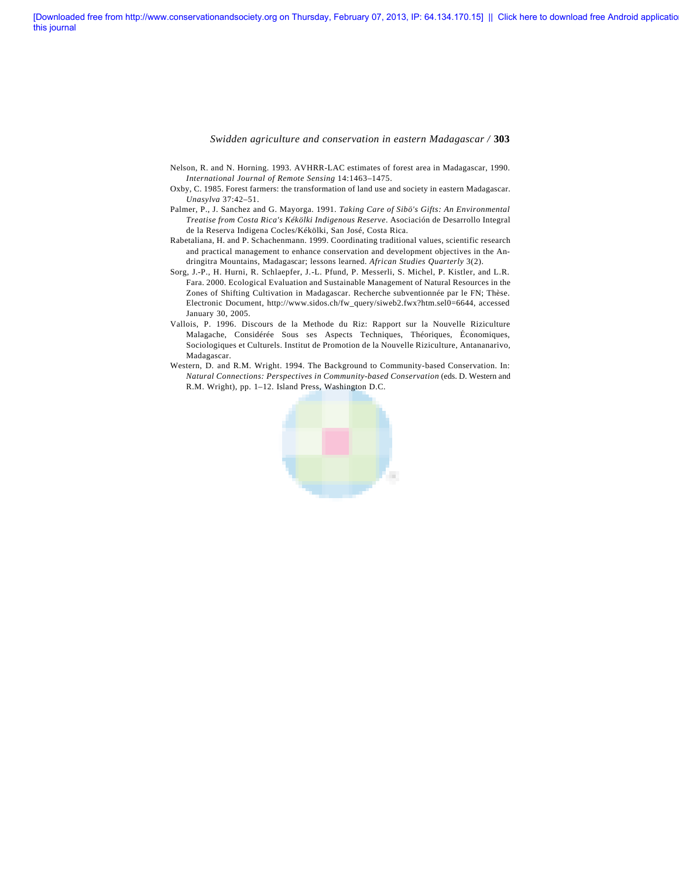Nelson, R. and N. Horning. 1993. AVHRR-LAC estimates of forest area in Madagascar, 1990. *International Journal of Remote Sensing* 14:1463–1475.

Oxby, C. 1985. Forest farmers: the transformation of land use and society in eastern Madagascar. *Unasylva* 37:42–51.

Palmer, P., J. Sanchez and G. Mayorga. 1991. *Taking Care of Sibö's Gifts: An Environmental Treatise from Costa Rica's Kékölki Indigenous Reserve*. Asociación de Desarrollo Integral de la Reserva Indigena Cocles/Kékölki, San José, Costa Rica.

Rabetaliana, H. and P. Schachenmann. 1999. Coordinating traditional values, scientific research and practical management to enhance conservation and development objectives in the Andringitra Mountains, Madagascar; lessons learned. *African Studies Quarterly* 3(2).

Sorg, J.-P., H. Hurni, R. Schlaepfer, J.-L. Pfund, P. Messerli, S. Michel, P. Kistler, and L.R. Fara. 2000. Ecological Evaluation and Sustainable Management of Natural Resources in the Zones of Shifting Cultivation in Madagascar. Recherche subventionnée par le FN; Thèse. Electronic Document, http://www.sidos.ch/fw_query/siweb2.fwx?htm.sel0=6644, accessed January 30, 2005.

Vallois, P. 1996. Discours de la Methode du Riz: Rapport sur la Nouvelle Riziculture Malagache, Considérée Sous ses Aspects Techniques, Théoriques, Économiques, Sociologiques et Culturels. Institut de Promotion de la Nouvelle Riziculture, Antananarivo, Madagascar.

Western, D. and R.M. Wright. 1994. The Background to Community-based Conservation. In: *Natural Connections: Perspectives in Community-based Conservation* (eds. D. Western and R.M. Wright), pp. 1–12. Island Press, Washington D.C.